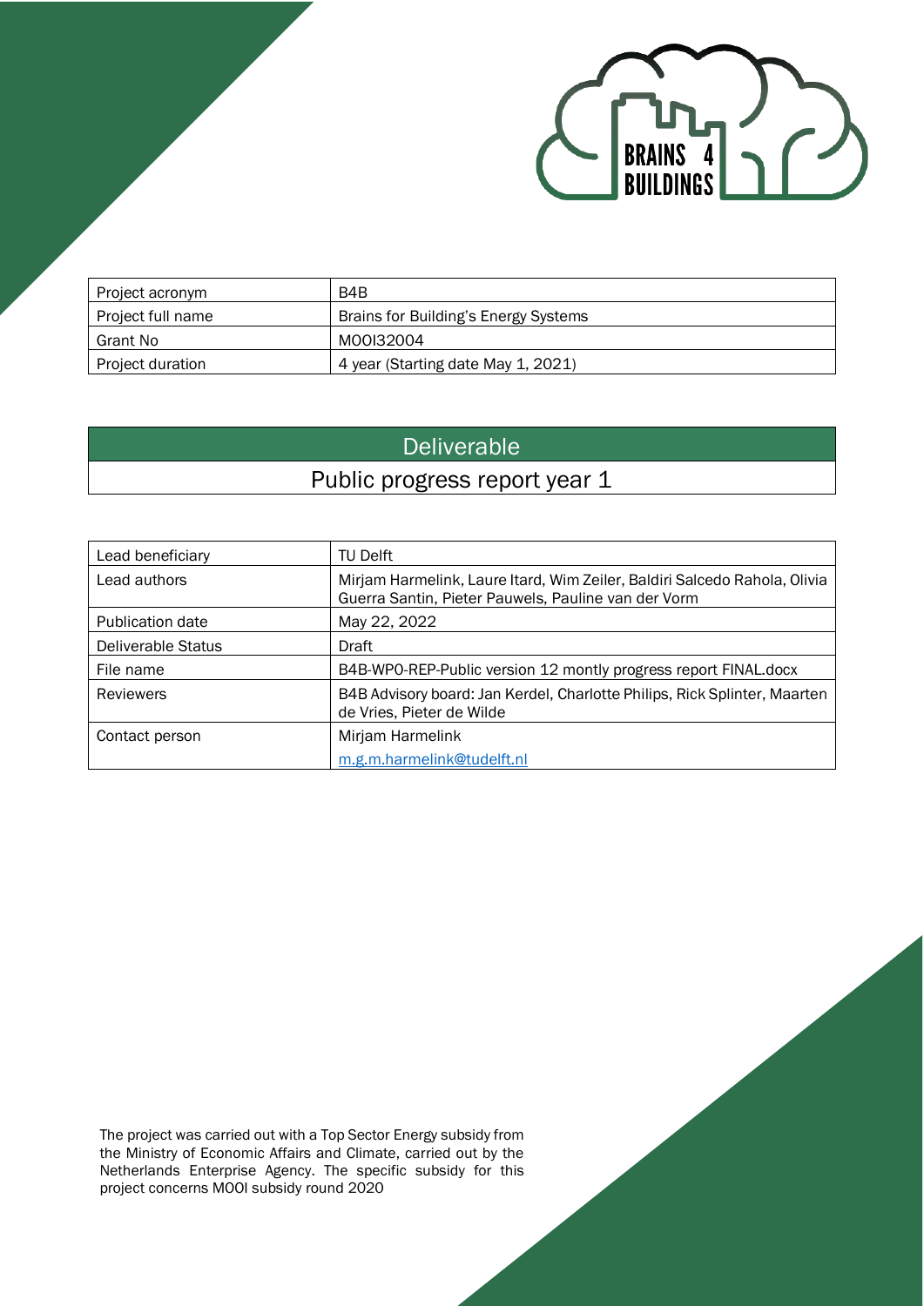| Project acronym | B4B |
| --- | --- |
| Project full name | Brains for Building's Energy Systems |
| Grant No | MOOI32004 |
| Project duration | 4 year (Starting date May 1, 2021) |

# Deliverable

## Public progress report year 1

| Lead beneficiary | TU Delft |
| --- | --- |
| Lead authors | Mirjam Harmelink, Laure Itard, Wim Zeiler, Baldiri Salcedo Rahola, Olivia Guerra Santin, Pieter Pauwels, Pauline van der Vorm |
| Publication date | May 22, 2022 |
| Deliverable Status | Draft |
| File name | B4B-WP0-REP-Public version 12 montly progress report FINAL.docx |
| Reviewers | B4B Advisory board: Jan Kerdel, Charlotte Philips, Rick Splinter, Maarten de Vries, Pieter de Wilde |
| Contact person | Mirjam Harmelink<br>m.g.m.harmelink@tudelft.nl |

The project was carried out with a Top Sector Energy subsidy from the Ministry of Economic Affairs and Climate, carried out by the Netherlands Enterprise Agency. The specific subsidy for this project concerns MOOI subsidy round 2020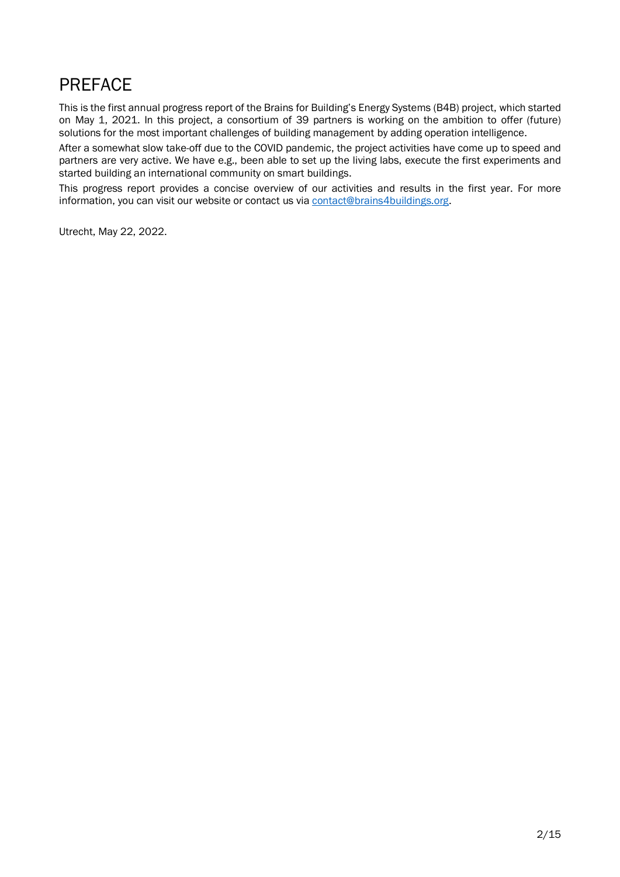# PREFACE

This is the first annual progress report of the Brains for Building's Energy Systems (B4B) project, which started on May 1, 2021. In this project, a consortium of 39 partners is working on the ambition to offer (future) solutions for the most important challenges of building management by adding operation intelligence.

After a somewhat slow take-off due to the COVID pandemic, the project activities have come up to speed and partners are very active. We have e.g., been able to set up the living labs, execute the first experiments and started building an international community on smart buildings.

This progress report provides a concise overview of our activities and results in the first year. For more information, you can visit our website or contact us via contact@brains4buildings.org.

Utrecht, May 22, 2022.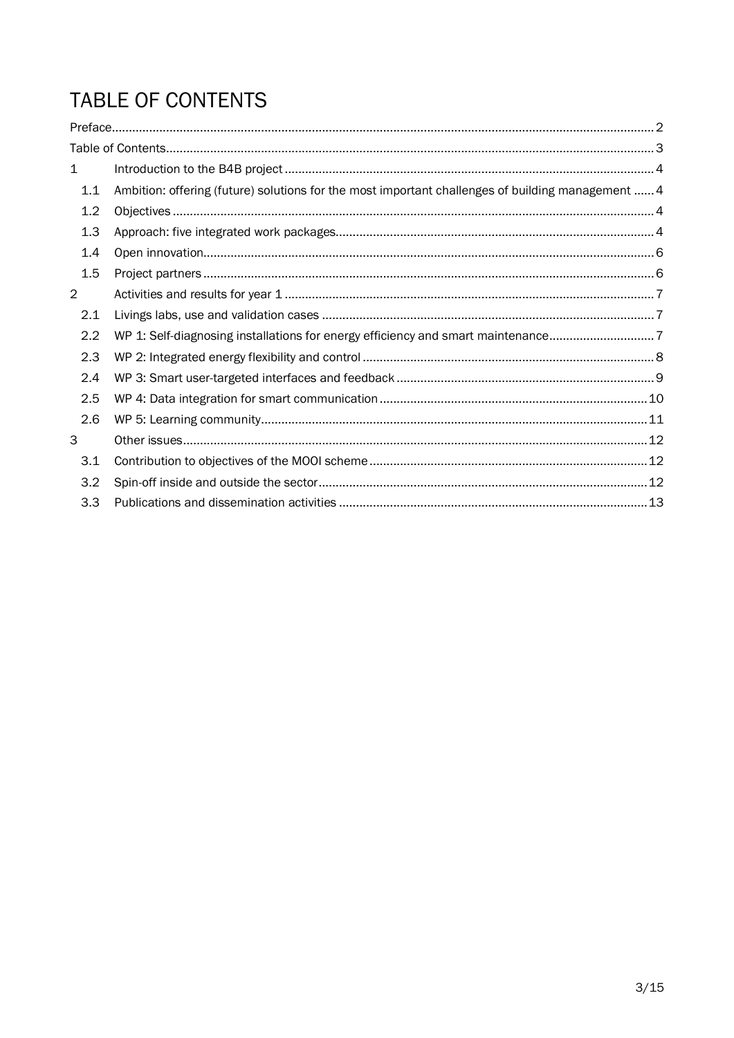# TABLE OF CONTENTS

Preface ..... 2

Table of Contents ..... 3

1 Introduction to the B4B project ..... 4

- 1.1 Ambition: offering (future) solutions for the most important challenges of building management ..... 4
- 1.2 Objectives ..... 4
- 1.3 Approach: five integrated work packages ..... 4
- 1.4 Open innovation ..... 6
- 1.5 Project partners ..... 6

2 Activities and results for year 1 ..... 7

- 2.1 Livings labs, use and validation cases ..... 7
- 2.2 WP 1: Self-diagnosing installations for energy efficiency and smart maintenance ..... 7
- 2.3 WP 2: Integrated energy flexibility and control ..... 8
- 2.4 WP 3: Smart user-targeted interfaces and feedback ..... 9
- 2.5 WP 4: Data integration for smart communication ..... 10
- 2.6 WP 5: Learning community ..... 11

3 Other issues ..... 12

- 3.1 Contribution to objectives of the MOOI scheme ..... 12
- 3.2 Spin-off inside and outside the sector ..... 12
- 3.3 Publications and dissemination activities ..... 13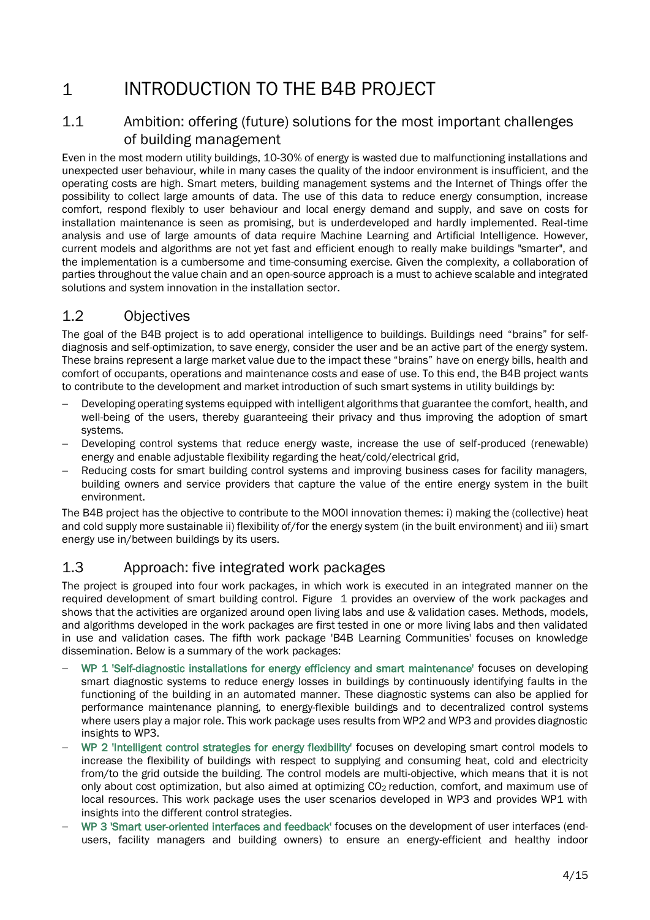# 1 INTRODUCTION TO THE B4B PROJECT

## 1.1 Ambition: offering (future) solutions for the most important challenges of building management

Even in the most modern utility buildings, 10-30% of energy is wasted due to malfunctioning installations and unexpected user behaviour, while in many cases the quality of the indoor environment is insufficient, and the operating costs are high. Smart meters, building management systems and the Internet of Things offer the possibility to collect large amounts of data. The use of this data to reduce energy consumption, increase comfort, respond flexibly to user behaviour and local energy demand and supply, and save on costs for installation maintenance is seen as promising, but is underdeveloped and hardly implemented. Real-time analysis and use of large amounts of data require Machine Learning and Artificial Intelligence. However, current models and algorithms are not yet fast and efficient enough to really make buildings "smarter", and the implementation is a cumbersome and time-consuming exercise. Given the complexity, a collaboration of parties throughout the value chain and an open-source approach is a must to achieve scalable and integrated solutions and system innovation in the installation sector.

## 1.2 Objectives

The goal of the B4B project is to add operational intelligence to buildings. Buildings need "brains" for self-diagnosis and self-optimization, to save energy, consider the user and be an active part of the energy system. These brains represent a large market value due to the impact these "brains" have on energy bills, health and comfort of occupants, operations and maintenance costs and ease of use. To this end, the B4B project wants to contribute to the development and market introduction of such smart systems in utility buildings by:

- Developing operating systems equipped with intelligent algorithms that guarantee the comfort, health, and well-being of the users, thereby guaranteeing their privacy and thus improving the adoption of smart systems.
- Developing control systems that reduce energy waste, increase the use of self-produced (renewable) energy and enable adjustable flexibility regarding the heat/cold/electrical grid,
- Reducing costs for smart building control systems and improving business cases for facility managers, building owners and service providers that capture the value of the entire energy system in the built environment.

The B4B project has the objective to contribute to the MOOI innovation themes: i) making the (collective) heat and cold supply more sustainable ii) flexibility of/for the energy system (in the built environment) and iii) smart energy use in/between buildings by its users.

## 1.3 Approach: five integrated work packages

The project is grouped into four work packages, in which work is executed in an integrated manner on the required development of smart building control. Figure 1 provides an overview of the work packages and shows that the activities are organized around open living labs and use & validation cases. Methods, models, and algorithms developed in the work packages are first tested in one or more living labs and then validated in use and validation cases. The fifth work package 'B4B Learning Communities' focuses on knowledge dissemination. Below is a summary of the work packages:

- WP 1 'Self-diagnostic installations for energy efficiency and smart maintenance' focuses on developing smart diagnostic systems to reduce energy losses in buildings by continuously identifying faults in the functioning of the building in an automated manner. These diagnostic systems can also be applied for performance maintenance planning, to energy-flexible buildings and to decentralized control systems where users play a major role. This work package uses results from WP2 and WP3 and provides diagnostic insights to WP3.
- WP 2 'Intelligent control strategies for energy flexibility' focuses on developing smart control models to increase the flexibility of buildings with respect to supplying and consuming heat, cold and electricity from/to the grid outside the building. The control models are multi-objective, which means that it is not only about cost optimization, but also aimed at optimizing $CO_2$ reduction, comfort, and maximum use of local resources. This work package uses the user scenarios developed in WP3 and provides WP1 with insights into the different control strategies.
- WP 3 'Smart user-oriented interfaces and feedback' focuses on the development of user interfaces (end-users, facility managers and building owners) to ensure an energy-efficient and healthy indoor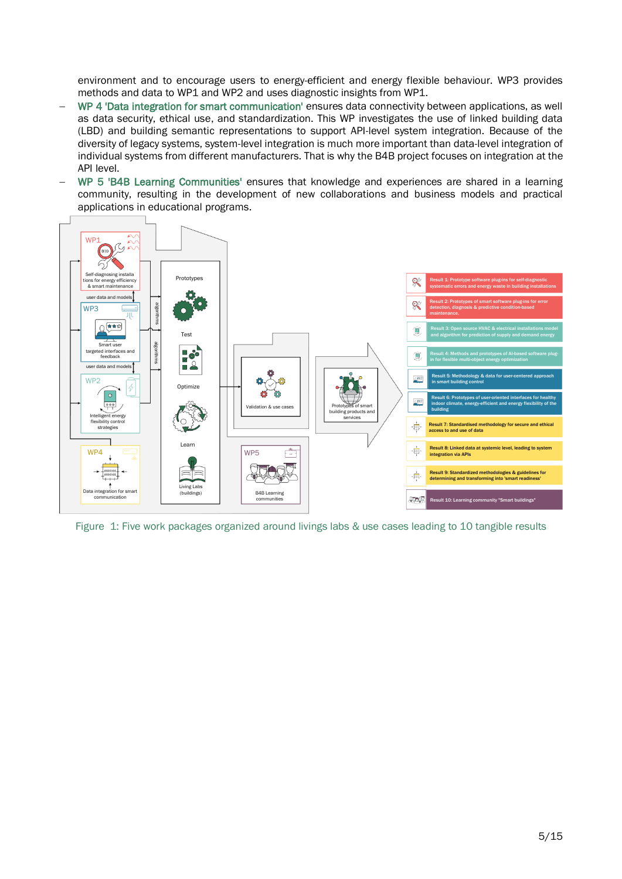environment and to encourage users to energy-efficient and energy flexible behaviour. WP3 provides methods and data to WP1 and WP2 and uses diagnostic insights from WP1.

- WP 4 'Data integration for smart communication' ensures data connectivity between applications, as well as data security, ethical use, and standardization. This WP investigates the use of linked building data (LBD) and building semantic representations to support API-level system integration. Because of the diversity of legacy systems, system-level integration is much more important than data-level integration of individual systems from different manufacturers. That is why the B4B project focuses on integration at the API level.
- WP 5 'B4B Learning Communities' ensures that knowledge and experiences are shared in a learning community, resulting in the development of new collaborations and business models and practical applications in educational programs.

Figure 1: Five work packages organized around livings labs & use cases leading to 10 tangible results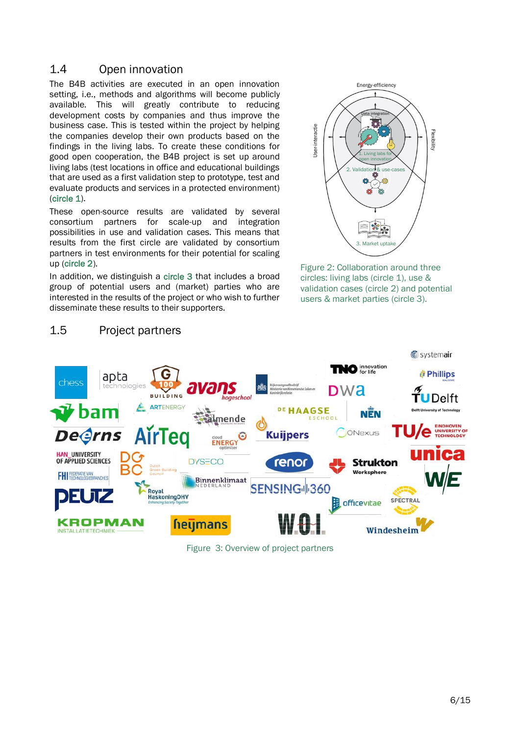## 1.4 Open innovation

The B4B activities are executed in an open innovation setting, i.e., methods and algorithms will become publicly available. This will greatly contribute to reducing development costs by companies and thus improve the business case. This is tested within the project by helping the companies develop their own products based on the findings in the living labs. To create these conditions for good open cooperation, the B4B project is set up around living labs (test locations in office and educational buildings that are used as a first validation step to prototype, test and evaluate products and services in a protected environment) (circle 1).

These open-source results are validated by several consortium partners for scale-up and integration possibilities in use and validation cases. This means that results from the first circle are validated by consortium partners in test environments for their potential for scaling up (circle 2).

In addition, we distinguish a circle 3 that includes a broad group of potential users and (market) parties who are interested in the results of the project or who wish to further disseminate these results to their supporters.

Figure 2: Collaboration around three circles: living labs (circle 1), use & validation cases (circle 2) and potential users & market parties (circle 3).

## 1.5 Project partners

Figure 3: Overview of project partners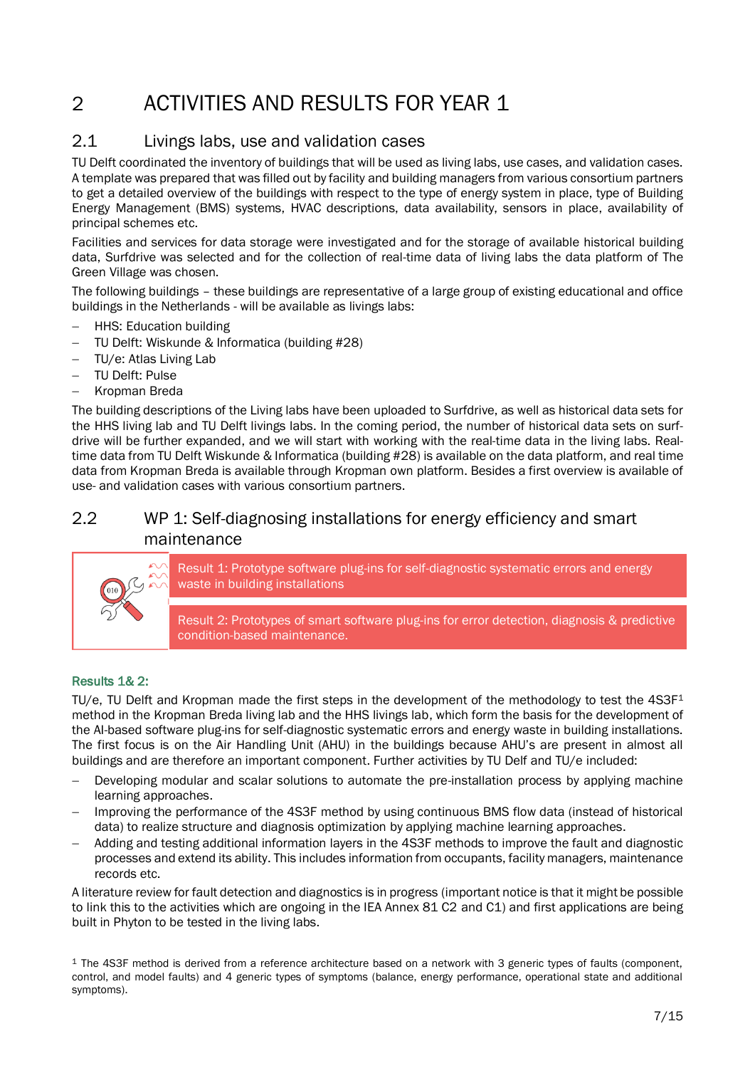# 2 ACTIVITIES AND RESULTS FOR YEAR 1

## 2.1 Livings labs, use and validation cases

TU Delft coordinated the inventory of buildings that will be used as living labs, use cases, and validation cases. A template was prepared that was filled out by facility and building managers from various consortium partners to get a detailed overview of the buildings with respect to the type of energy system in place, type of Building Energy Management (BMS) systems, HVAC descriptions, data availability, sensors in place, availability of principal schemes etc.

Facilities and services for data storage were investigated and for the storage of available historical building data, Surfdrive was selected and for the collection of real-time data of living labs the data platform of The Green Village was chosen.

The following buildings – these buildings are representative of a large group of existing educational and office buildings in the Netherlands - will be available as livings labs:

- HHS: Education building
- TU Delft: Wiskunde & Informatica (building #28)
- TU/e: Atlas Living Lab
- TU Delft: Pulse
- Kropman Breda

The building descriptions of the Living labs have been uploaded to Surfdrive, as well as historical data sets for the HHS living lab and TU Delft livings labs. In the coming period, the number of historical data sets on surf-drive will be further expanded, and we will start with working with the real-time data in the living labs. Real-time data from TU Delft Wiskunde & Informatica (building #28) is available on the data platform, and real time data from Kropman Breda is available through Kropman own platform. Besides a first overview is available of use- and validation cases with various consortium partners.

## 2.2 WP 1: Self-diagnosing installations for energy efficiency and smart maintenance

Result 1: Prototype software plug-ins for self-diagnostic systematic errors and energy waste in building installations

Result 2: Prototypes of smart software plug-ins for error detection, diagnosis & predictive condition-based maintenance.

### Results 1& 2:

TU/e, TU Delft and Kropman made the first steps in the development of the methodology to test the 4S3F[1] method in the Kropman Breda living lab and the HHS livings lab, which form the basis for the development of the AI-based software plug-ins for self-diagnostic systematic errors and energy waste in building installations. The first focus is on the Air Handling Unit (AHU) in the buildings because AHU's are present in almost all buildings and are therefore an important component. Further activities by TU Delf and TU/e included:

- Developing modular and scalar solutions to automate the pre-installation process by applying machine learning approaches.
- Improving the performance of the 4S3F method by using continuous BMS flow data (instead of historical data) to realize structure and diagnosis optimization by applying machine learning approaches.
- Adding and testing additional information layers in the 4S3F methods to improve the fault and diagnostic processes and extend its ability. This includes information from occupants, facility managers, maintenance records etc.

A literature review for fault detection and diagnostics is in progress (important notice is that it might be possible to link this to the activities which are ongoing in the IEA Annex 81 C2 and C1) and first applications are being built in Phyton to be tested in the living labs.

[1] The 4S3F method is derived from a reference architecture based on a network with 3 generic types of faults (component, control, and model faults) and 4 generic types of symptoms (balance, energy performance, operational state and additional symptoms).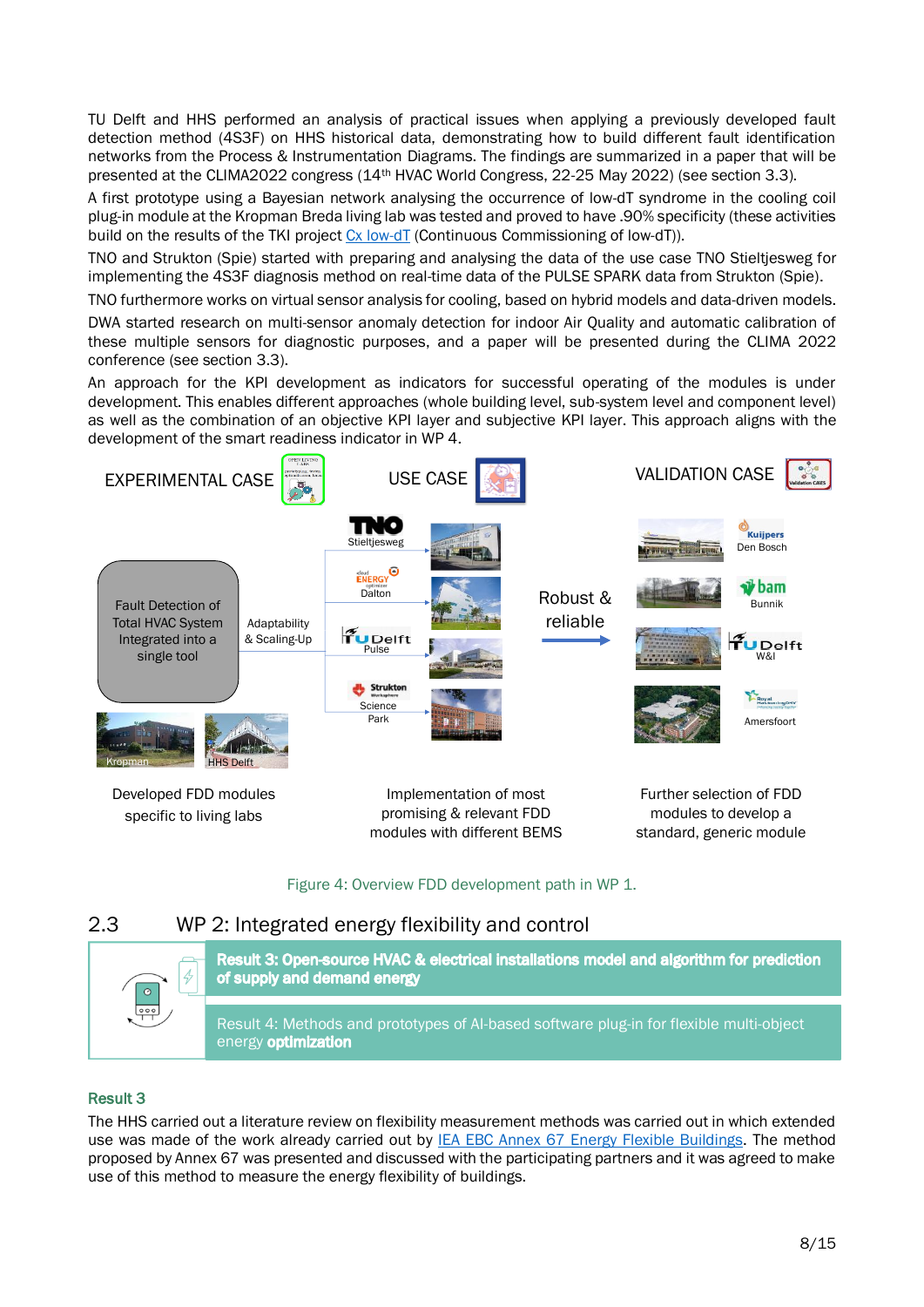TU Delft and HHS performed an analysis of practical issues when applying a previously developed fault detection method (4S3F) on HHS historical data, demonstrating how to build different fault identification networks from the Process & Instrumentation Diagrams. The findings are summarized in a paper that will be presented at the CLIMA2022 congress (14th HVAC World Congress, 22-25 May 2022) (see section 3.3).

A first prototype using a Bayesian network analysing the occurrence of low-dT syndrome in the cooling coil plug-in module at the Kropman Breda living lab was tested and proved to have .90% specificity (these activities build on the results of the TKI project Cx low-dT (Continuous Commissioning of low-dT)).

TNO and Strukton (Spie) started with preparing and analysing the data of the use case TNO Stieltjesweg for implementing the 4S3F diagnosis method on real-time data of the PULSE SPARK data from Strukton (Spie).

TNO furthermore works on virtual sensor analysis for cooling, based on hybrid models and data-driven models.

DWA started research on multi-sensor anomaly detection for indoor Air Quality and automatic calibration of these multiple sensors for diagnostic purposes, and a paper will be presented during the CLIMA 2022 conference (see section 3.3).

An approach for the KPI development as indicators for successful operating of the modules is under development. This enables different approaches (whole building level, sub-system level and component level) as well as the combination of an objective KPI layer and subjective KPI layer. This approach aligns with the development of the smart readiness indicator in WP 4.

EXPERIMENTAL CASE — USE CASE — VALIDATION CASE

Fault Detection of Total HVAC System Integrated into a single tool — Adaptability & Scaling-Up — TNO Stieltjesweg; Energy Dalton; TU Delft Pulse; Strukton Science Park — Robust & reliable — Kuijpers Den Bosch; bam Bunnik; TU Delft W&I; Amersfoort

Kropman — HHS Delft

Developed FDD modules specific to living labs — Implementation of most promising & relevant FDD modules with different BEMS — Further selection of FDD modules to develop a standard, generic module

Figure 4: Overview FDD development path in WP 1.

## 2.3 WP 2: Integrated energy flexibility and control

**Result 3: Open-source HVAC & electrical installations model and algorithm for prediction of supply and demand energy**

Result 4: Methods and prototypes of AI-based software plug-in for flexible multi-object energy **optimization**

### Result 3

The HHS carried out a literature review on flexibility measurement methods was carried out in which extended use was made of the work already carried out by IEA EBC Annex 67 Energy Flexible Buildings. The method proposed by Annex 67 was presented and discussed with the participating partners and it was agreed to make use of this method to measure the energy flexibility of buildings.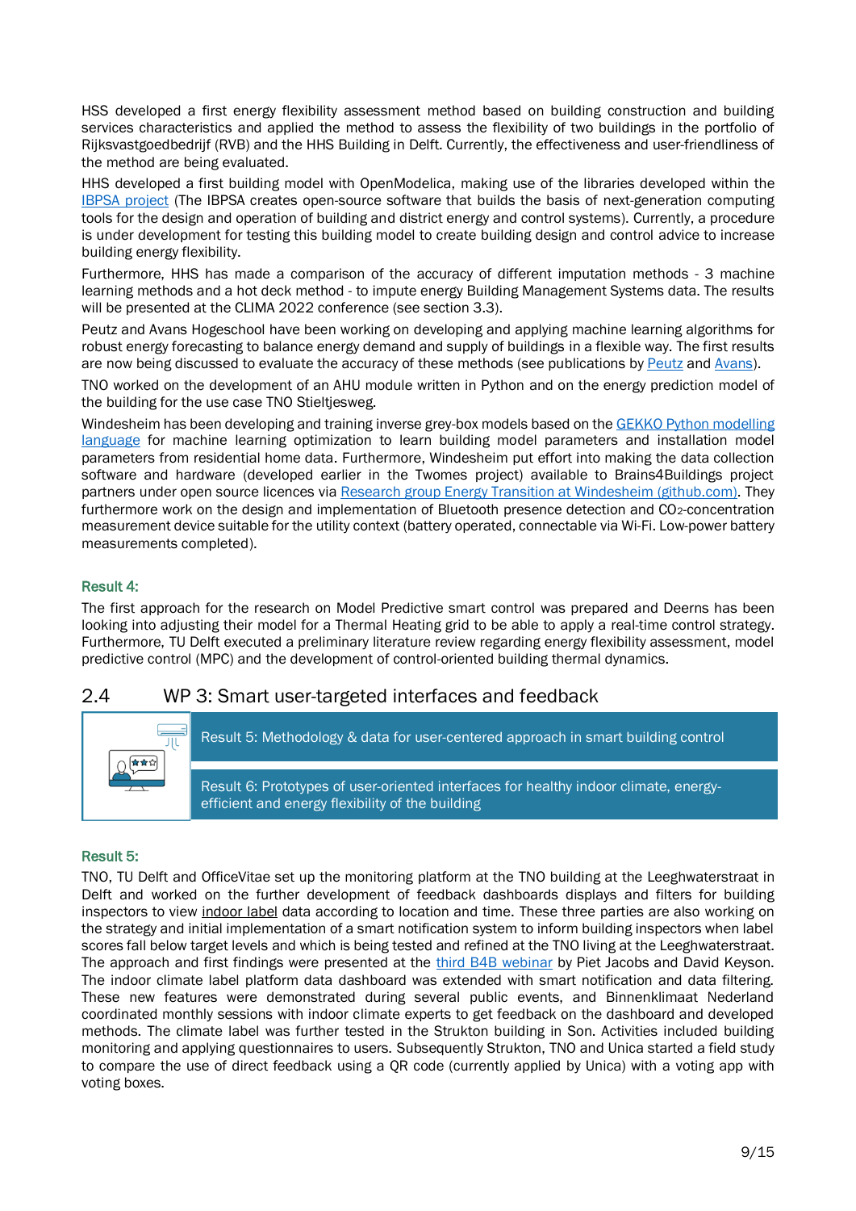HSS developed a first energy flexibility assessment method based on building construction and building services characteristics and applied the method to assess the flexibility of two buildings in the portfolio of Rijksvastgoedbedrijf (RVB) and the HHS Building in Delft. Currently, the effectiveness and user-friendliness of the method are being evaluated.

HHS developed a first building model with OpenModelica, making use of the libraries developed within the IBPSA project (The IBPSA creates open-source software that builds the basis of next-generation computing tools for the design and operation of building and district energy and control systems). Currently, a procedure is under development for testing this building model to create building design and control advice to increase building energy flexibility.

Furthermore, HHS has made a comparison of the accuracy of different imputation methods - 3 machine learning methods and a hot deck method - to impute energy Building Management Systems data. The results will be presented at the CLIMA 2022 conference (see section 3.3).

Peutz and Avans Hogeschool have been working on developing and applying machine learning algorithms for robust energy forecasting to balance energy demand and supply of buildings in a flexible way. The first results are now being discussed to evaluate the accuracy of these methods (see publications by Peutz and Avans).

TNO worked on the development of an AHU module written in Python and on the energy prediction model of the building for the use case TNO Stieltjesweg.

Windesheim has been developing and training inverse grey-box models based on the GEKKO Python modelling language for machine learning optimization to learn building model parameters and installation model parameters from residential home data. Furthermore, Windesheim put effort into making the data collection software and hardware (developed earlier in the Twomes project) available to Brains4Buildings project partners under open source licences via Research group Energy Transition at Windesheim (github.com). They furthermore work on the design and implementation of Bluetooth presence detection and $CO_2$-concentration measurement device suitable for the utility context (battery operated, connectable via Wi-Fi. Low-power battery measurements completed).

### Result 4:

The first approach for the research on Model Predictive smart control was prepared and Deerns has been looking into adjusting their model for a Thermal Heating grid to be able to apply a real-time control strategy. Furthermore, TU Delft executed a preliminary literature review regarding energy flexibility assessment, model predictive control (MPC) and the development of control-oriented building thermal dynamics.

## 2.4 WP 3: Smart user-targeted interfaces and feedback

Result 5: Methodology & data for user-centered approach in smart building control

Result 6: Prototypes of user-oriented interfaces for healthy indoor climate, energy-efficient and energy flexibility of the building

### Result 5:

TNO, TU Delft and OfficeVitae set up the monitoring platform at the TNO building at the Leeghwaterstraat in Delft and worked on the further development of feedback dashboards displays and filters for building inspectors to view indoor label data according to location and time. These three parties are also working on the strategy and initial implementation of a smart notification system to inform building inspectors when label scores fall below target levels and which is being tested and refined at the TNO living at the Leeghwaterstraat. The approach and first findings were presented at the third B4B webinar by Piet Jacobs and David Keyson. The indoor climate label platform data dashboard was extended with smart notification and data filtering. These new features were demonstrated during several public events, and Binnenklimaat Nederland coordinated monthly sessions with indoor climate experts to get feedback on the dashboard and developed methods. The climate label was further tested in the Strukton building in Son. Activities included building monitoring and applying questionnaires to users. Subsequently Strukton, TNO and Unica started a field study to compare the use of direct feedback using a QR code (currently applied by Unica) with a voting app with voting boxes.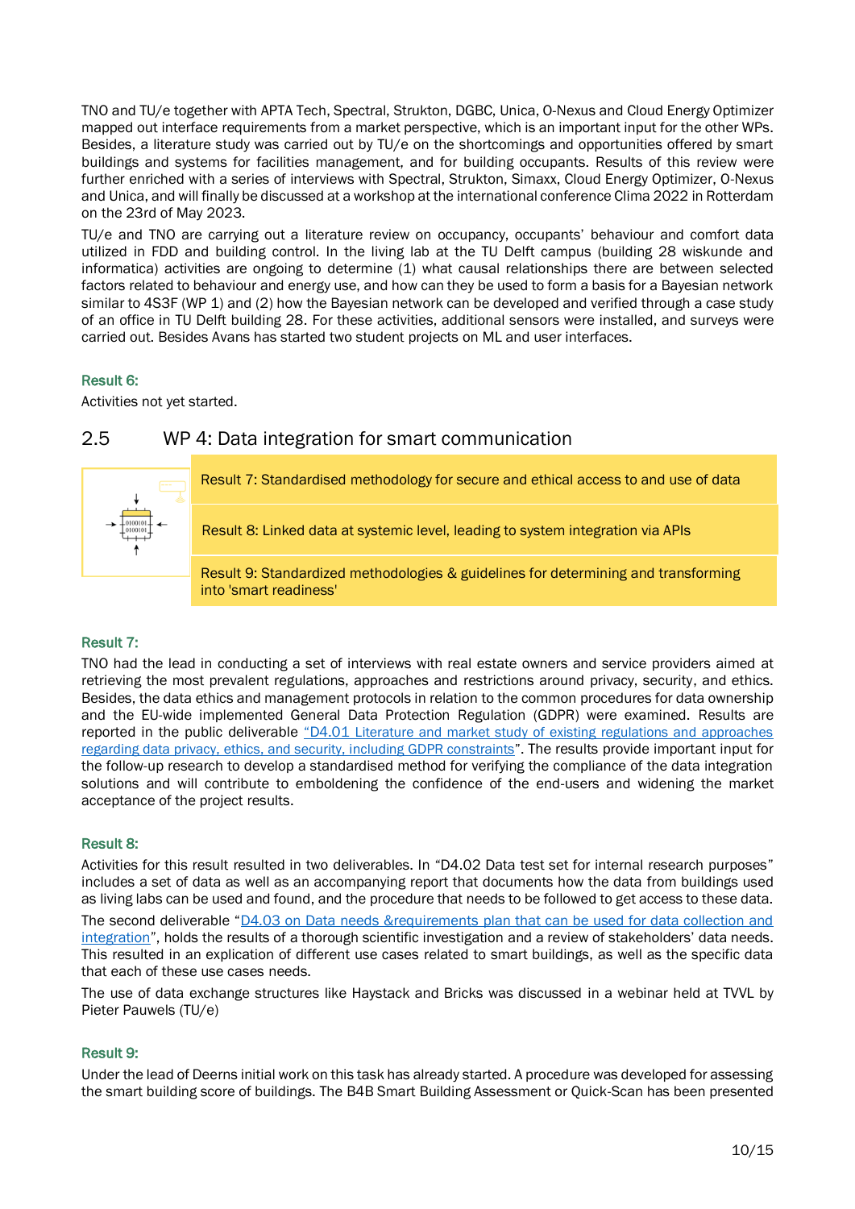TNO and TU/e together with APTA Tech, Spectral, Strukton, DGBC, Unica, O-Nexus and Cloud Energy Optimizer mapped out interface requirements from a market perspective, which is an important input for the other WPs. Besides, a literature study was carried out by TU/e on the shortcomings and opportunities offered by smart buildings and systems for facilities management, and for building occupants. Results of this review were further enriched with a series of interviews with Spectral, Strukton, Simaxx, Cloud Energy Optimizer, O-Nexus and Unica, and will finally be discussed at a workshop at the international conference Clima 2022 in Rotterdam on the 23rd of May 2023.

TU/e and TNO are carrying out a literature review on occupancy, occupants' behaviour and comfort data utilized in FDD and building control. In the living lab at the TU Delft campus (building 28 wiskunde and informatica) activities are ongoing to determine (1) what causal relationships there are between selected factors related to behaviour and energy use, and how can they be used to form a basis for a Bayesian network similar to 4S3F (WP 1) and (2) how the Bayesian network can be developed and verified through a case study of an office in TU Delft building 28. For these activities, additional sensors were installed, and surveys were carried out. Besides Avans has started two student projects on ML and user interfaces.

#### Result 6:

Activities not yet started.

## 2.5 WP 4: Data integration for smart communication

| |
|---|
| Result 7: Standardised methodology for secure and ethical access to and use of data |
| Result 8: Linked data at systemic level, leading to system integration via APIs |
| Result 9: Standardized methodologies & guidelines for determining and transforming into 'smart readiness' |

#### Result 7:

TNO had the lead in conducting a set of interviews with real estate owners and service providers aimed at retrieving the most prevalent regulations, approaches and restrictions around privacy, security, and ethics. Besides, the data ethics and management protocols in relation to the common procedures for data ownership and the EU-wide implemented General Data Protection Regulation (GDPR) were examined. Results are reported in the public deliverable "D4.01 Literature and market study of existing regulations and approaches regarding data privacy, ethics, and security, including GDPR constraints". The results provide important input for the follow-up research to develop a standardised method for verifying the compliance of the data integration solutions and will contribute to emboldening the confidence of the end-users and widening the market acceptance of the project results.

#### Result 8:

Activities for this result resulted in two deliverables. In "D4.02 Data test set for internal research purposes" includes a set of data as well as an accompanying report that documents how the data from buildings used as living labs can be used and found, and the procedure that needs to be followed to get access to these data.

The second deliverable "D4.03 on Data needs &requirements plan that can be used for data collection and integration", holds the results of a thorough scientific investigation and a review of stakeholders' data needs. This resulted in an explication of different use cases related to smart buildings, as well as the specific data that each of these use cases needs.

The use of data exchange structures like Haystack and Bricks was discussed in a webinar held at TVVL by Pieter Pauwels (TU/e)

#### Result 9:

Under the lead of Deerns initial work on this task has already started. A procedure was developed for assessing the smart building score of buildings. The B4B Smart Building Assessment or Quick-Scan has been presented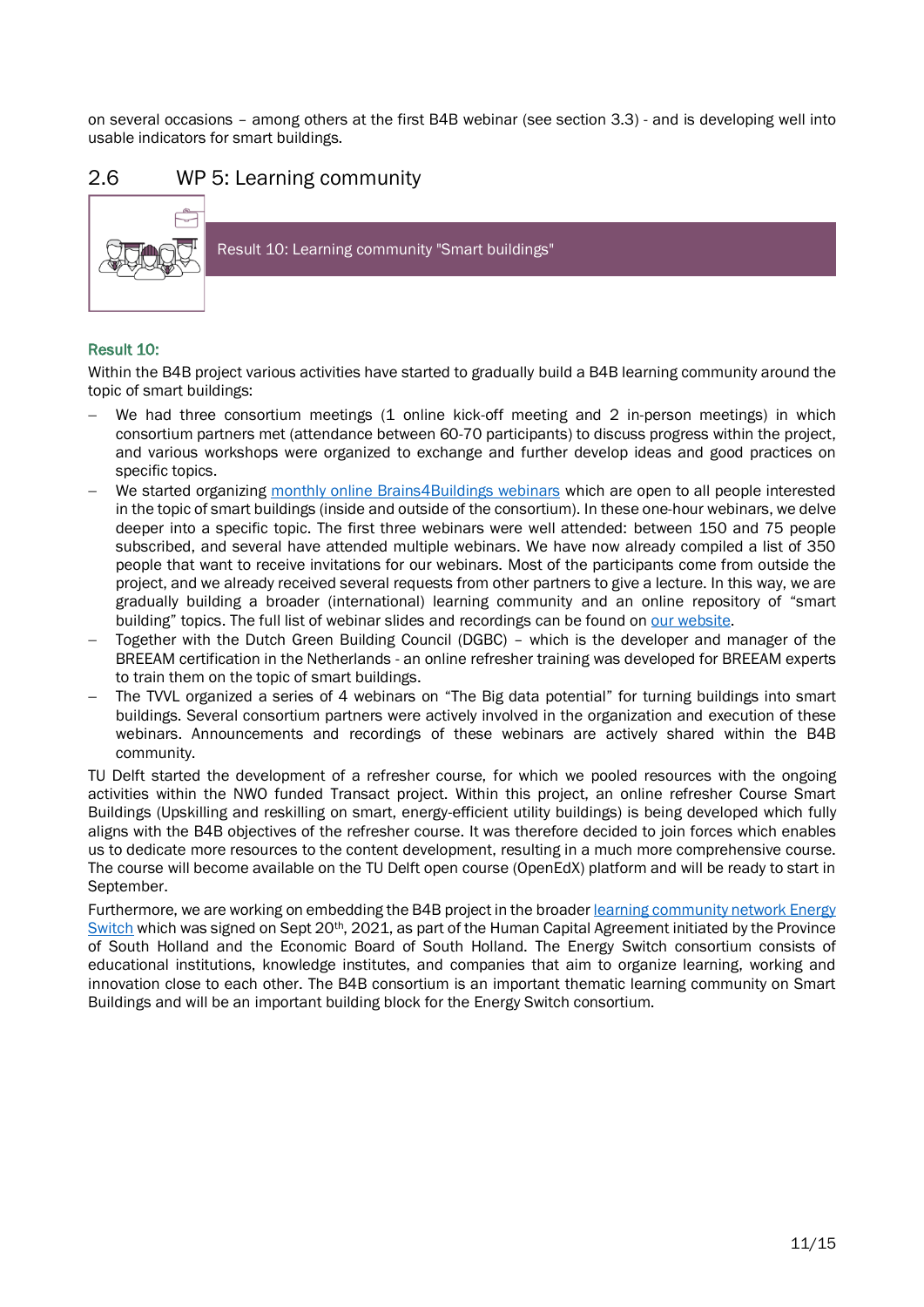on several occasions – among others at the first B4B webinar (see section 3.3) - and is developing well into usable indicators for smart buildings.

## 2.6 WP 5: Learning community

Result 10: Learning community "Smart buildings"

**Result 10:**

Within the B4B project various activities have started to gradually build a B4B learning community around the topic of smart buildings:

- We had three consortium meetings (1 online kick-off meeting and 2 in-person meetings) in which consortium partners met (attendance between 60-70 participants) to discuss progress within the project, and various workshops were organized to exchange and further develop ideas and good practices on specific topics.
- We started organizing monthly online Brains4Buildings webinars which are open to all people interested in the topic of smart buildings (inside and outside of the consortium). In these one-hour webinars, we delve deeper into a specific topic. The first three webinars were well attended: between 150 and 75 people subscribed, and several have attended multiple webinars. We have now already compiled a list of 350 people that want to receive invitations for our webinars. Most of the participants come from outside the project, and we already received several requests from other partners to give a lecture. In this way, we are gradually building a broader (international) learning community and an online repository of "smart building" topics. The full list of webinar slides and recordings can be found on our website.
- Together with the Dutch Green Building Council (DGBC) – which is the developer and manager of the BREEAM certification in the Netherlands - an online refresher training was developed for BREEAM experts to train them on the topic of smart buildings.
- The TVVL organized a series of 4 webinars on "The Big data potential" for turning buildings into smart buildings. Several consortium partners were actively involved in the organization and execution of these webinars. Announcements and recordings of these webinars are actively shared within the B4B community.

TU Delft started the development of a refresher course, for which we pooled resources with the ongoing activities within the NWO funded Transact project. Within this project, an online refresher Course Smart Buildings (Upskilling and reskilling on smart, energy-efficient utility buildings) is being developed which fully aligns with the B4B objectives of the refresher course. It was therefore decided to join forces which enables us to dedicate more resources to the content development, resulting in a much more comprehensive course. The course will become available on the TU Delft open course (OpenEdX) platform and will be ready to start in September.

Furthermore, we are working on embedding the B4B project in the broader learning community network Energy Switch which was signed on Sept 20th, 2021, as part of the Human Capital Agreement initiated by the Province of South Holland and the Economic Board of South Holland. The Energy Switch consortium consists of educational institutions, knowledge institutes, and companies that aim to organize learning, working and innovation close to each other. The B4B consortium is an important thematic learning community on Smart Buildings and will be an important building block for the Energy Switch consortium.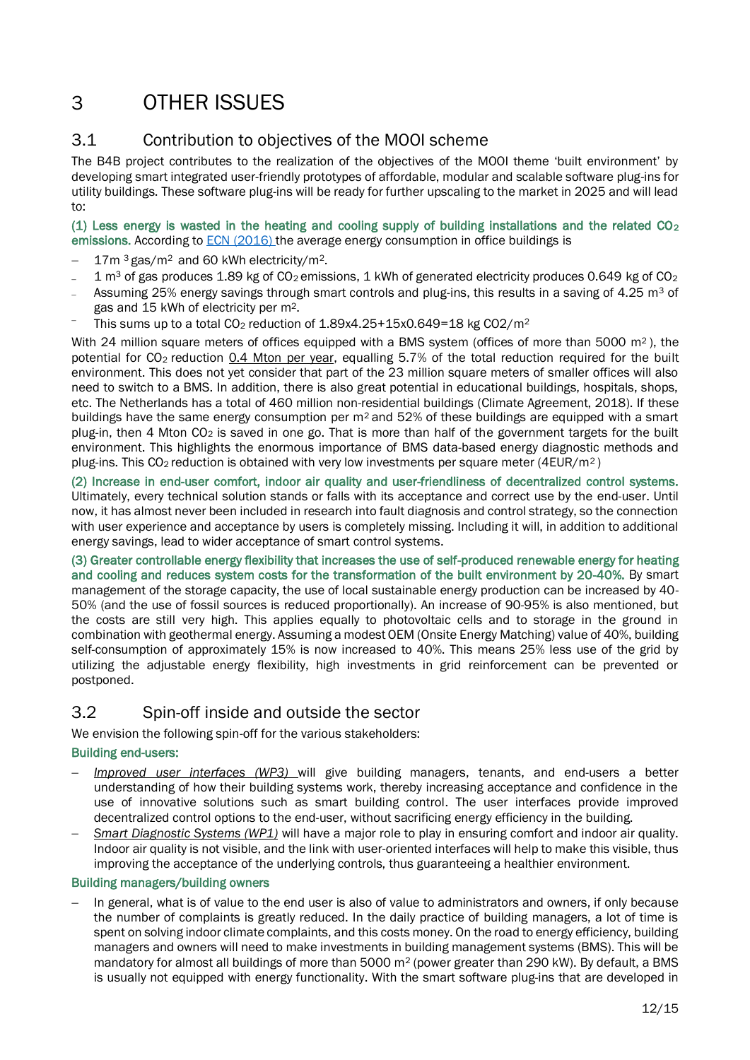# 3 OTHER ISSUES

## 3.1 Contribution to objectives of the MOOI scheme

The B4B project contributes to the realization of the objectives of the MOOI theme 'built environment' by developing smart integrated user-friendly prototypes of affordable, modular and scalable software plug-ins for utility buildings. These software plug-ins will be ready for further upscaling to the market in 2025 and will lead to:

**(1) Less energy is wasted in the heating and cooling supply of building installations and the related $CO_2$ emissions.** According to ECN (2016) the average energy consumption in office buildings is

- 17m $^3$ gas/m$^2$ and 60 kWh electricity/m$^2$.
- 1 m$^3$ of gas produces 1.89 kg of $CO_2$ emissions, 1 kWh of generated electricity produces 0.649 kg of $CO_2$
- Assuming 25% energy savings through smart controls and plug-ins, this results in a saving of 4.25 m$^3$ of gas and 15 kWh of electricity per m$^2$.
- This sums up to a total $CO_2$ reduction of 1.89x4.25+15x0.649=18 kg CO2/m$^2$

With 24 million square meters of offices equipped with a BMS system (offices of more than 5000 m$^2$ ), the potential for $CO_2$ reduction 0.4 Mton per year, equalling 5.7% of the total reduction required for the built environment. This does not yet consider that part of the 23 million square meters of smaller offices will also need to switch to a BMS. In addition, there is also great potential in educational buildings, hospitals, shops, etc. The Netherlands has a total of 460 million non-residential buildings (Climate Agreement, 2018). If these buildings have the same energy consumption per m$^2$ and 52% of these buildings are equipped with a smart plug-in, then 4 Mton $CO_2$ is saved in one go. That is more than half of the government targets for the built environment. This highlights the enormous importance of BMS data-based energy diagnostic methods and plug-ins. This $CO_2$ reduction is obtained with very low investments per square meter (4EUR/m$^2$ )

**(2) Increase in end-user comfort, indoor air quality and user-friendliness of decentralized control systems.** Ultimately, every technical solution stands or falls with its acceptance and correct use by the end-user. Until now, it has almost never been included in research into fault diagnosis and control strategy, so the connection with user experience and acceptance by users is completely missing. Including it will, in addition to additional energy savings, lead to wider acceptance of smart control systems.

**(3) Greater controllable energy flexibility that increases the use of self-produced renewable energy for heating and cooling and reduces system costs for the transformation of the built environment by 20-40%.** By smart management of the storage capacity, the use of local sustainable energy production can be increased by 40-50% (and the use of fossil sources is reduced proportionally). An increase of 90-95% is also mentioned, but the costs are still very high. This applies equally to photovoltaic cells and to storage in the ground in combination with geothermal energy. Assuming a modest OEM (Onsite Energy Matching) value of 40%, building self-consumption of approximately 15% is now increased to 40%. This means 25% less use of the grid by utilizing the adjustable energy flexibility, high investments in grid reinforcement can be prevented or postponed.

## 3.2 Spin-off inside and outside the sector

We envision the following spin-off for the various stakeholders:

**Building end-users:**

- *Improved user interfaces (WP3)* will give building managers, tenants, and end-users a better understanding of how their building systems work, thereby increasing acceptance and confidence in the use of innovative solutions such as smart building control. The user interfaces provide improved decentralized control options to the end-user, without sacrificing energy efficiency in the building.
- *Smart Diagnostic Systems (WP1)* will have a major role to play in ensuring comfort and indoor air quality. Indoor air quality is not visible, and the link with user-oriented interfaces will help to make this visible, thus improving the acceptance of the underlying controls, thus guaranteeing a healthier environment.

**Building managers/building owners**

- In general, what is of value to the end user is also of value to administrators and owners, if only because the number of complaints is greatly reduced. In the daily practice of building managers, a lot of time is spent on solving indoor climate complaints, and this costs money. On the road to energy efficiency, building managers and owners will need to make investments in building management systems (BMS). This will be mandatory for almost all buildings of more than 5000 m$^2$ (power greater than 290 kW). By default, a BMS is usually not equipped with energy functionality. With the smart software plug-ins that are developed in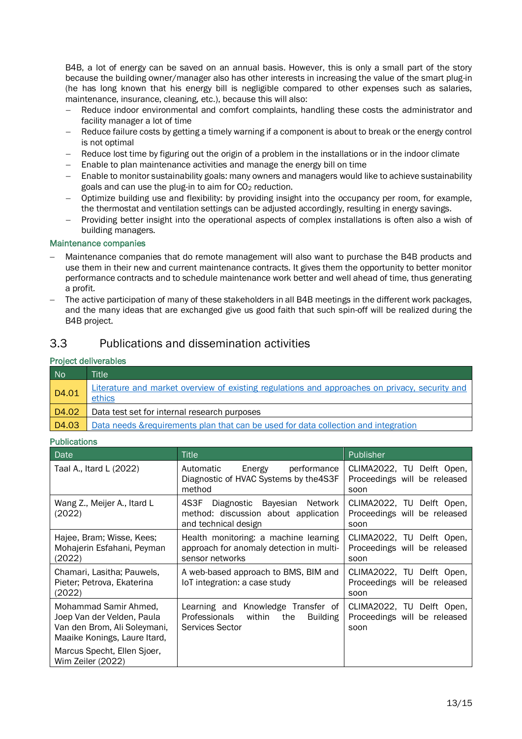B4B, a lot of energy can be saved on an annual basis. However, this is only a small part of the story because the building owner/manager also has other interests in increasing the value of the smart plug-in (he has long known that his energy bill is negligible compared to other expenses such as salaries, maintenance, insurance, cleaning, etc.), because this will also:

- Reduce indoor environmental and comfort complaints, handling these costs the administrator and facility manager a lot of time
- Reduce failure costs by getting a timely warning if a component is about to break or the energy control is not optimal
- Reduce lost time by figuring out the origin of a problem in the installations or in the indoor climate
- Enable to plan maintenance activities and manage the energy bill on time
- Enable to monitor sustainability goals: many owners and managers would like to achieve sustainability goals and can use the plug-in to aim for $CO_2$ reduction.
- Optimize building use and flexibility: by providing insight into the occupancy per room, for example, the thermostat and ventilation settings can be adjusted accordingly, resulting in energy savings.
- Providing better insight into the operational aspects of complex installations is often also a wish of building managers.

#### Maintenance companies

- Maintenance companies that do remote management will also want to purchase the B4B products and use them in their new and current maintenance contracts. It gives them the opportunity to better monitor performance contracts and to schedule maintenance work better and well ahead of time, thus generating a profit.
- The active participation of many of these stakeholders in all B4B meetings in the different work packages, and the many ideas that are exchanged give us good faith that such spin-off will be realized during the B4B project.

## 3.3 Publications and dissemination activities

#### Project deliverables

| No | Title |
|---|---|
| D4.01 | Literature and market overview of existing regulations and approaches on privacy, security and ethics |
| D4.02 | Data test set for internal research purposes |
| D4.03 | Data needs &requirements plan that can be used for data collection and integration |

#### Publications

| Date | Title | Publisher |
|---|---|---|
| Taal A., Itard L (2022) | Automatic Energy performance Diagnostic of HVAC Systems by the4S3F method | CLIMA2022, TU Delft Open, Proceedings will be released soon |
| Wang Z., Meijer A., Itard L (2022) | 4S3F Diagnostic Bayesian Network method: discussion about application and technical design | CLIMA2022, TU Delft Open, Proceedings will be released soon |
| Hajee, Bram; Wisse, Kees; Mohajerin Esfahani, Peyman (2022) | Health monitoring: a machine learning approach for anomaly detection in multi-sensor networks | CLIMA2022, TU Delft Open, Proceedings will be released soon |
| Chamari, Lasitha; Pauwels, Pieter; Petrova, Ekaterina (2022) | A web-based approach to BMS, BIM and IoT integration: a case study | CLIMA2022, TU Delft Open, Proceedings will be released soon |
| Mohammad Samir Ahmed, Joep Van der Velden, Paula Van den Brom, Ali Soleymani, Maaike Konings, Laure Itard, Marcus Specht, Ellen Sjoer, Wim Zeiler (2022) | Learning and Knowledge Transfer of Professionals within the Building Services Sector | CLIMA2022, TU Delft Open, Proceedings will be released soon |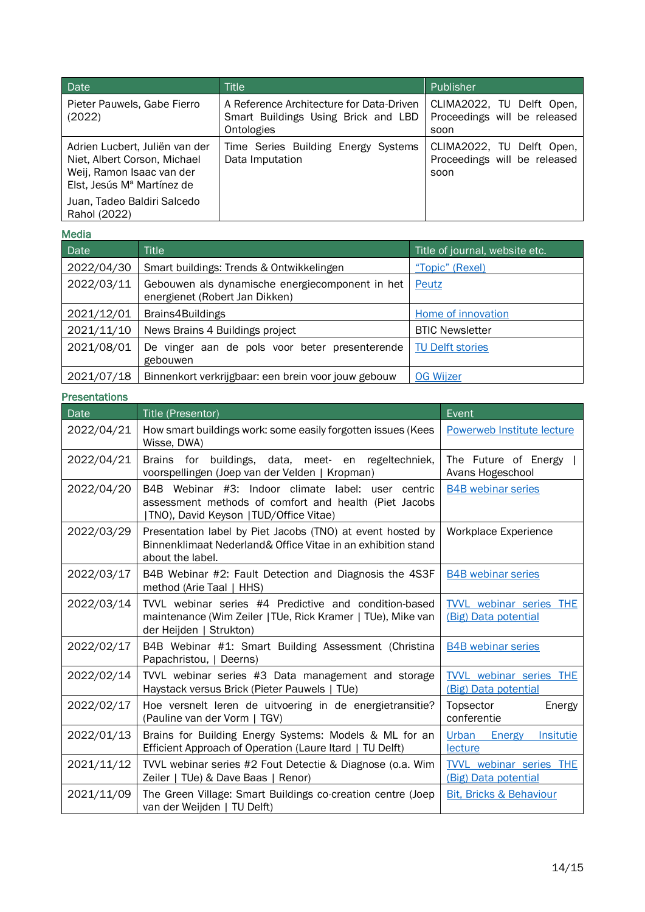| Date | Title | Publisher |
|---|---|---|
| Pieter Pauwels, Gabe Fierro (2022) | A Reference Architecture for Data-Driven Smart Buildings Using Brick and LBD Ontologies | CLIMA2022, TU Delft Open, Proceedings will be released soon |
| Adrien Lucbert, Juliën van der Niet, Albert Corson, Michael Weij, Ramon Isaac van der Elst, Jesús Mª Martínez de Juan, Tadeo Baldiri Salcedo Rahol (2022) | Time Series Building Energy Systems Data Imputation | CLIMA2022, TU Delft Open, Proceedings will be released soon |

### Media

| Date | Title | Title of journal, website etc. |
|---|---|---|
| 2022/04/30 | Smart buildings: Trends & Ontwikkelingen | "Topic" (Rexel) |
| 2022/03/11 | Gebouwen als dynamische energiecomponent in het energienet (Robert Jan Dikken) | Peutz |
| 2021/12/01 | Brains4Buildings | Home of innovation |
| 2021/11/10 | News Brains 4 Buildings project | BTIC Newsletter |
| 2021/08/01 | De vinger aan de pols voor beter presenterende gebouwen | TU Delft stories |
| 2021/07/18 | Binnenkort verkrijgbaar: een brein voor jouw gebouw | OG Wijzer |

### Presentations

| Date | Title (Presentor) | Event |
|---|---|---|
| 2022/04/21 | How smart buildings work: some easily forgotten issues (Kees Wisse, DWA) | Powerweb Institute lecture |
| 2022/04/21 | Brains for buildings, data, meet- en regeltechniek, voorspellingen (Joep van der Velden \| Kropman) | The Future of Energy \| Avans Hogeschool |
| 2022/04/20 | B4B Webinar #3: Indoor climate label: user centric assessment methods of comfort and health (Piet Jacobs \|TNO), David Keyson \|TUD/Office Vitae) | B4B webinar series |
| 2022/03/29 | Presentation label by Piet Jacobs (TNO) at event hosted by Binnenklimaat Nederland& Office Vitae in an exhibition stand about the label. | Workplace Experience |
| 2022/03/17 | B4B Webinar #2: Fault Detection and Diagnosis the 4S3F method (Arie Taal \| HHS) | B4B webinar series |
| 2022/03/14 | TVVL webinar series #4 Predictive and condition-based maintenance (Wim Zeiler \|TUe, Rick Kramer \| TUe), Mike van der Heijden \| Strukton) | TVVL webinar series THE (Big) Data potential |
| 2022/02/17 | B4B Webinar #1: Smart Building Assessment (Christina Papachristou, \| Deerns) | B4B webinar series |
| 2022/02/14 | TVVL webinar series #3 Data management and storage Haystack versus Brick (Pieter Pauwels \| TUe) | TVVL webinar series THE (Big) Data potential |
| 2022/02/17 | Hoe versnelt leren de uitvoering in de energietransitie? (Pauline van der Vorm \| TGV) | Topsector Energy conferentie |
| 2022/01/13 | Brains for Building Energy Systems: Models & ML for an Efficient Approach of Operation (Laure Itard \| TU Delft) | Urban Energy Insitutie lecture |
| 2021/11/12 | TVVL webinar series #2 Fout Detectie & Diagnose (o.a. Wim Zeiler \| TUe) & Dave Baas \| Renor) | TVVL webinar series THE (Big) Data potential |
| 2021/11/09 | The Green Village: Smart Buildings co-creation centre (Joep van der Weijden \| TU Delft) | Bit, Bricks & Behaviour |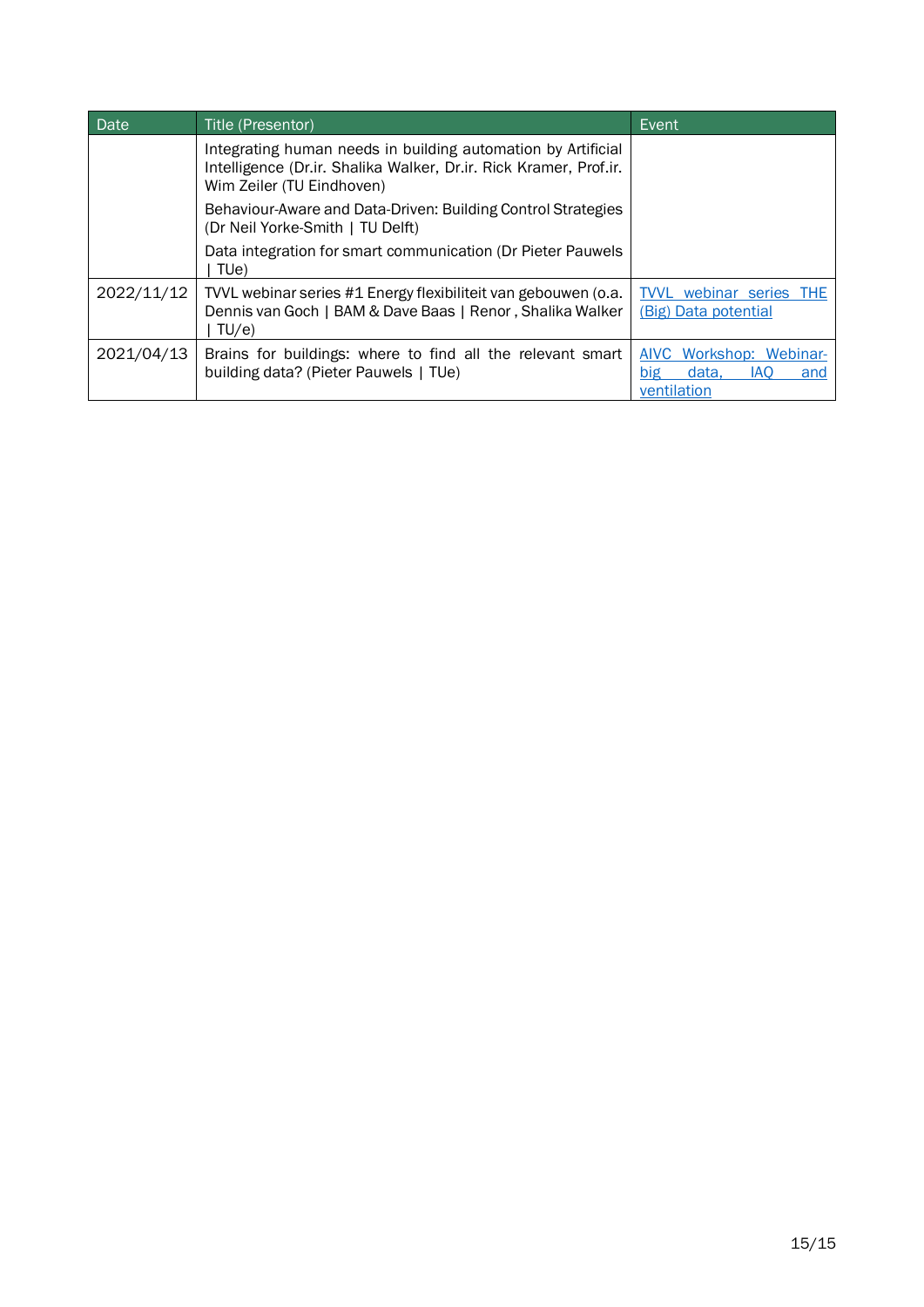| Date | Title (Presentor) | Event |
|---|---|---|
| | Integrating human needs in building automation by Artificial Intelligence (Dr.ir. Shalika Walker, Dr.ir. Rick Kramer, Prof.ir. Wim Zeiler (TU Eindhoven)<br><br>Behaviour-Aware and Data-Driven: Building Control Strategies (Dr Neil Yorke-Smith \| TU Delft)<br><br>Data integration for smart communication (Dr Pieter Pauwels \| TUe) | |
| 2022/11/12 | TVVL webinar series #1 Energy flexibiliteit van gebouwen (o.a. Dennis van Goch \| BAM & Dave Baas \| Renor , Shalika Walker \| TU/e) | TVVL webinar series THE (Big) Data potential |
| 2021/04/13 | Brains for buildings: where to find all the relevant smart building data? (Pieter Pauwels \| TUe) | AIVC Workshop: Webinar- big data, IAQ and ventilation |